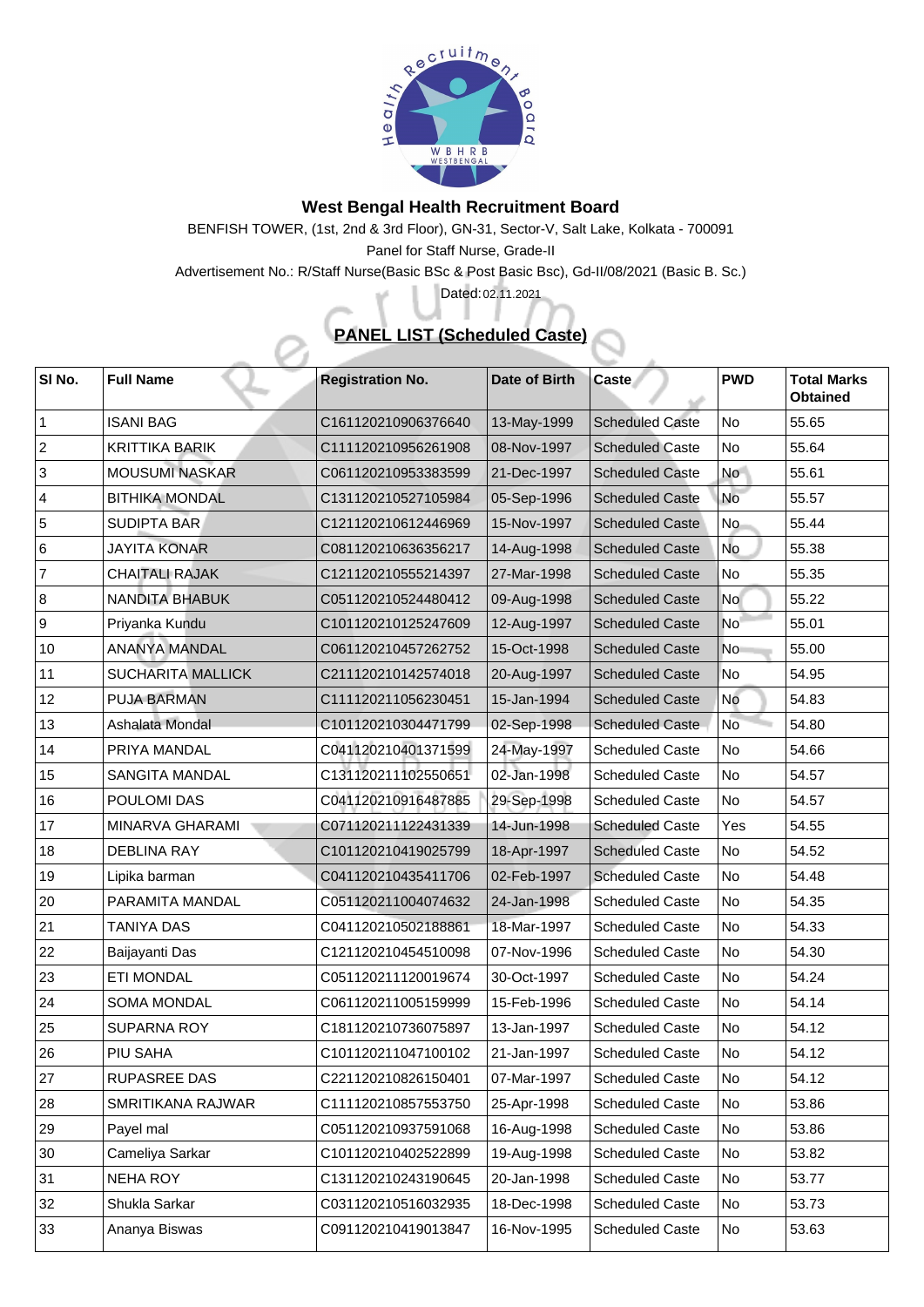# West Bengal Health Recruitment Board

BENFISH TOWER, (1st, 2nd & 3rd Floor), GN-31, Sector-V, Salt Lake, Kolkata - 700091

Panel for Staff Nurse, Grade-II

Advertisement No.: R/Staff Nurse(Basic BSc & Post Basic Bsc), Gd-II/08/2021 (Basic B. Sc.)

Dated: 02.11.2021

## PANEL LIST (Scheduled Caste)

| Sl No. | Full Name | Registration No. | Date of Birth | Caste | PWD | Total Marks Obtained |
|---|---|---|---|---|---|---|
| 1 | ISANI BAG | C161120210906376640 | 13-May-1999 | Scheduled Caste | No | 55.65 |
| 2 | KRITTIKA BARIK | C111120210956261908 | 08-Nov-1997 | Scheduled Caste | No | 55.64 |
| 3 | MOUSUMI NASKAR | C061120210953383599 | 21-Dec-1997 | Scheduled Caste | No | 55.61 |
| 4 | BITHIKA MONDAL | C131120210527105984 | 05-Sep-1996 | Scheduled Caste | No | 55.57 |
| 5 | SUDIPTA BAR | C121120210612446969 | 15-Nov-1997 | Scheduled Caste | No | 55.44 |
| 6 | JAYITA KONAR | C081120210636356217 | 14-Aug-1998 | Scheduled Caste | No | 55.38 |
| 7 | CHAITALI RAJAK | C121120210555214397 | 27-Mar-1998 | Scheduled Caste | No | 55.35 |
| 8 | NANDITA BHABUK | C051120210524480412 | 09-Aug-1998 | Scheduled Caste | No | 55.22 |
| 9 | Priyanka Kundu | C101120210125247609 | 12-Aug-1997 | Scheduled Caste | No | 55.01 |
| 10 | ANANYA MANDAL | C061120210457262752 | 15-Oct-1998 | Scheduled Caste | No | 55.00 |
| 11 | SUCHARITA MALLICK | C211120210142574018 | 20-Aug-1997 | Scheduled Caste | No | 54.95 |
| 12 | PUJA BARMAN | C111120211056230451 | 15-Jan-1994 | Scheduled Caste | No | 54.83 |
| 13 | Ashalata Mondal | C101120210304471799 | 02-Sep-1998 | Scheduled Caste | No | 54.80 |
| 14 | PRIYA MANDAL | C041120210401371599 | 24-May-1997 | Scheduled Caste | No | 54.66 |
| 15 | SANGITA MANDAL | C131120211102550651 | 02-Jan-1998 | Scheduled Caste | No | 54.57 |
| 16 | POULOMI DAS | C041120210916487885 | 29-Sep-1998 | Scheduled Caste | No | 54.57 |
| 17 | MINARVA GHARAMI | C071120211122431339 | 14-Jun-1998 | Scheduled Caste | Yes | 54.55 |
| 18 | DEBLINA RAY | C101120210419025799 | 18-Apr-1997 | Scheduled Caste | No | 54.52 |
| 19 | Lipika barman | C041120210435411706 | 02-Feb-1997 | Scheduled Caste | No | 54.48 |
| 20 | PARAMITA MANDAL | C051120211004074632 | 24-Jan-1998 | Scheduled Caste | No | 54.35 |
| 21 | TANIYA DAS | C041120210502188861 | 18-Mar-1997 | Scheduled Caste | No | 54.33 |
| 22 | Baijayanti Das | C121120210454510098 | 07-Nov-1996 | Scheduled Caste | No | 54.30 |
| 23 | ETI MONDAL | C051120211120019674 | 30-Oct-1997 | Scheduled Caste | No | 54.24 |
| 24 | SOMA MONDAL | C061120211005159999 | 15-Feb-1996 | Scheduled Caste | No | 54.14 |
| 25 | SUPARNA ROY | C181120210736075897 | 13-Jan-1997 | Scheduled Caste | No | 54.12 |
| 26 | PIU SAHA | C101120211047100102 | 21-Jan-1997 | Scheduled Caste | No | 54.12 |
| 27 | RUPASREE DAS | C221120210826150401 | 07-Mar-1997 | Scheduled Caste | No | 54.12 |
| 28 | SMRITIKANA RAJWAR | C111120210857553750 | 25-Apr-1998 | Scheduled Caste | No | 53.86 |
| 29 | Payel mal | C051120210937591068 | 16-Aug-1998 | Scheduled Caste | No | 53.86 |
| 30 | Cameliya Sarkar | C101120210402522899 | 19-Aug-1998 | Scheduled Caste | No | 53.82 |
| 31 | NEHA ROY | C131120210243190645 | 20-Jan-1998 | Scheduled Caste | No | 53.77 |
| 32 | Shukla Sarkar | C031120210516032935 | 18-Dec-1998 | Scheduled Caste | No | 53.73 |
| 33 | Ananya Biswas | C091120210419013847 | 16-Nov-1995 | Scheduled Caste | No | 53.63 |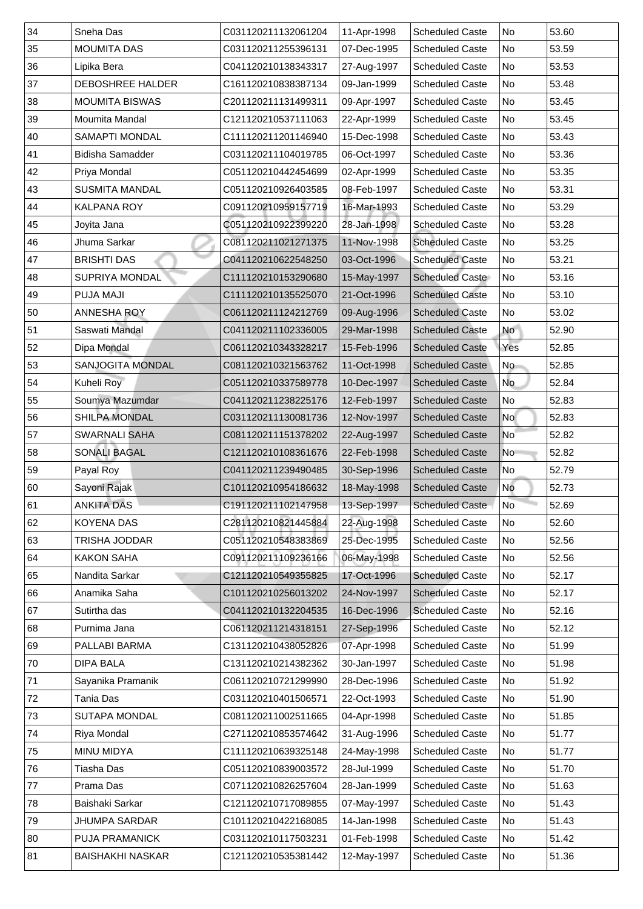| 34 | Sneha Das | C031120211132061204 | 11-Apr-1998 | Scheduled Caste | No | 53.60 |
|---|---|---|---|---|---|---|
| 35 | MOUMITA DAS | C031120211255396131 | 07-Dec-1995 | Scheduled Caste | No | 53.59 |
| 36 | Lipika Bera | C041120210138343317 | 27-Aug-1997 | Scheduled Caste | No | 53.53 |
| 37 | DEBOSHREE HALDER | C161120210838387134 | 09-Jan-1999 | Scheduled Caste | No | 53.48 |
| 38 | MOUMITA BISWAS | C201120211131499311 | 09-Apr-1997 | Scheduled Caste | No | 53.45 |
| 39 | Moumita Mandal | C121120210537111063 | 22-Apr-1999 | Scheduled Caste | No | 53.45 |
| 40 | SAMAPTI MONDAL | C111120211201146940 | 15-Dec-1998 | Scheduled Caste | No | 53.43 |
| 41 | Bidisha Samadder | C031120211104019785 | 06-Oct-1997 | Scheduled Caste | No | 53.36 |
| 42 | Priya Mondal | C051120210442454699 | 02-Apr-1999 | Scheduled Caste | No | 53.35 |
| 43 | SUSMITA MANDAL | C051120210926403585 | 08-Feb-1997 | Scheduled Caste | No | 53.31 |
| 44 | KALPANA ROY | C091120210959157719 | 16-Mar-1993 | Scheduled Caste | No | 53.29 |
| 45 | Joyita Jana | C051120210922399220 | 28-Jan-1998 | Scheduled Caste | No | 53.28 |
| 46 | Jhuma Sarkar | C081120211021271375 | 11-Nov-1998 | Scheduled Caste | No | 53.25 |
| 47 | BRISHTI DAS | C041120210622548250 | 03-Oct-1996 | Scheduled Caste | No | 53.21 |
| 48 | SUPRIYA MONDAL | C111120210153290680 | 15-May-1997 | Scheduled Caste | No | 53.16 |
| 49 | PUJA MAJI | C111120210135525070 | 21-Oct-1996 | Scheduled Caste | No | 53.10 |
| 50 | ANNESHA ROY | C061120211124212769 | 09-Aug-1996 | Scheduled Caste | No | 53.02 |
| 51 | Saswati Mandal | C041120211102336005 | 29-Mar-1998 | Scheduled Caste | No | 52.90 |
| 52 | Dipa Mondal | C061120210343328217 | 15-Feb-1996 | Scheduled Caste | Yes | 52.85 |
| 53 | SANJOGITA MONDAL | C081120210321563762 | 11-Oct-1998 | Scheduled Caste | No | 52.85 |
| 54 | Kuheli Roy | C051120210337589778 | 10-Dec-1997 | Scheduled Caste | No | 52.84 |
| 55 | Soumya Mazumdar | C041120211238225176 | 12-Feb-1997 | Scheduled Caste | No | 52.83 |
| 56 | SHILPA MONDAL | C031120211130081736 | 12-Nov-1997 | Scheduled Caste | No | 52.83 |
| 57 | SWARNALI SAHA | C081120211151378202 | 22-Aug-1997 | Scheduled Caste | No | 52.82 |
| 58 | SONALI BAGAL | C121120210108361676 | 22-Feb-1998 | Scheduled Caste | No | 52.82 |
| 59 | Payal Roy | C041120211239490485 | 30-Sep-1996 | Scheduled Caste | No | 52.79 |
| 60 | Sayoni Rajak | C101120210954186632 | 18-May-1998 | Scheduled Caste | No | 52.73 |
| 61 | ANKITA DAS | C191120211102147958 | 13-Sep-1997 | Scheduled Caste | No | 52.69 |
| 62 | KOYENA DAS | C281120210821445884 | 22-Aug-1998 | Scheduled Caste | No | 52.60 |
| 63 | TRISHA JODDAR | C051120210548383869 | 25-Dec-1995 | Scheduled Caste | No | 52.56 |
| 64 | KAKON SAHA | C091120211109236166 | 06-May-1998 | Scheduled Caste | No | 52.56 |
| 65 | Nandita Sarkar | C121120210549355825 | 17-Oct-1996 | Scheduled Caste | No | 52.17 |
| 66 | Anamika Saha | C101120210256013202 | 24-Nov-1997 | Scheduled Caste | No | 52.17 |
| 67 | Sutirtha das | C041120210132204535 | 16-Dec-1996 | Scheduled Caste | No | 52.16 |
| 68 | Purnima Jana | C061120211214318151 | 27-Sep-1996 | Scheduled Caste | No | 52.12 |
| 69 | PALLABI BARMA | C131120210438052826 | 07-Apr-1998 | Scheduled Caste | No | 51.99 |
| 70 | DIPA BALA | C131120210214382362 | 30-Jan-1997 | Scheduled Caste | No | 51.98 |
| 71 | Sayanika Pramanik | C061120210721299990 | 28-Dec-1996 | Scheduled Caste | No | 51.92 |
| 72 | Tania Das | C031120210401506571 | 22-Oct-1993 | Scheduled Caste | No | 51.90 |
| 73 | SUTAPA MONDAL | C081120211002511665 | 04-Apr-1998 | Scheduled Caste | No | 51.85 |
| 74 | Riya Mondal | C271120210853574642 | 31-Aug-1996 | Scheduled Caste | No | 51.77 |
| 75 | MINU MIDYA | C111120210639325148 | 24-May-1998 | Scheduled Caste | No | 51.77 |
| 76 | Tiasha Das | C051120210839003572 | 28-Jul-1999 | Scheduled Caste | No | 51.70 |
| 77 | Prama Das | C071120210826257604 | 28-Jan-1999 | Scheduled Caste | No | 51.63 |
| 78 | Baishaki Sarkar | C121120210717089855 | 07-May-1997 | Scheduled Caste | No | 51.43 |
| 79 | JHUMPA SARDAR | C101120210422168085 | 14-Jan-1998 | Scheduled Caste | No | 51.43 |
| 80 | PUJA PRAMANICK | C031120210117503231 | 01-Feb-1998 | Scheduled Caste | No | 51.42 |
| 81 | BAISHAKHI NASKAR | C121120210535381442 | 12-May-1997 | Scheduled Caste | No | 51.36 |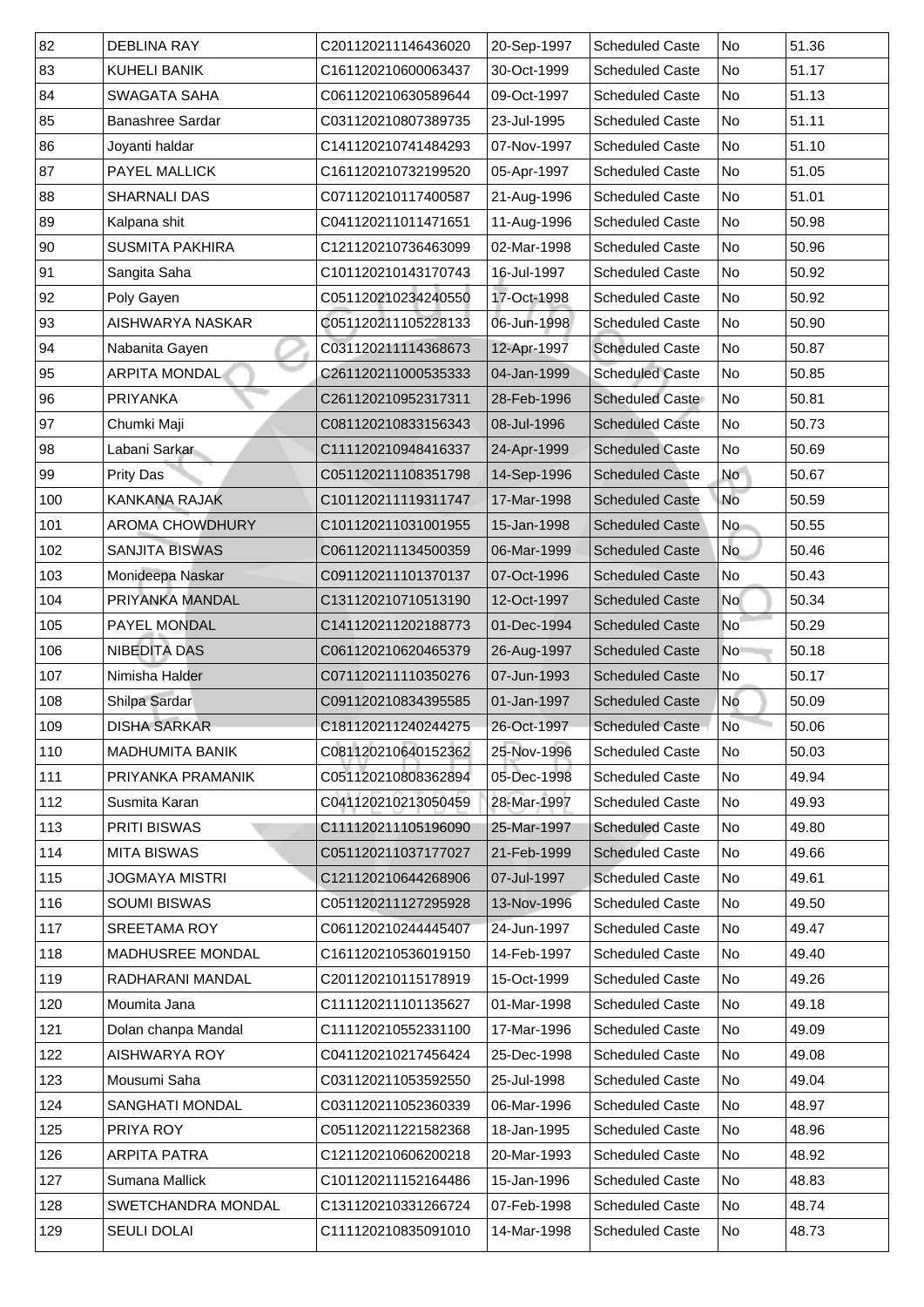| 82 | DEBLINA RAY | C201120211146436020 | 20-Sep-1997 | Scheduled Caste | No | 51.36 |
|---|---|---|---|---|---|---|
| 83 | KUHELI BANIK | C161120210600063437 | 30-Oct-1999 | Scheduled Caste | No | 51.17 |
| 84 | SWAGATA SAHA | C061120210630589644 | 09-Oct-1997 | Scheduled Caste | No | 51.13 |
| 85 | Banashree Sardar | C031120210807389735 | 23-Jul-1995 | Scheduled Caste | No | 51.11 |
| 86 | Joyanti haldar | C141120210741484293 | 07-Nov-1997 | Scheduled Caste | No | 51.10 |
| 87 | PAYEL MALLICK | C161120210732199520 | 05-Apr-1997 | Scheduled Caste | No | 51.05 |
| 88 | SHARNALI DAS | C071120210117400587 | 21-Aug-1996 | Scheduled Caste | No | 51.01 |
| 89 | Kalpana shit | C041120211011471651 | 11-Aug-1996 | Scheduled Caste | No | 50.98 |
| 90 | SUSMITA PAKHIRA | C121120210736463099 | 02-Mar-1998 | Scheduled Caste | No | 50.96 |
| 91 | Sangita Saha | C101120210143170743 | 16-Jul-1997 | Scheduled Caste | No | 50.92 |
| 92 | Poly Gayen | C051120210234240550 | 17-Oct-1998 | Scheduled Caste | No | 50.92 |
| 93 | AISHWARYA NASKAR | C051120211105228133 | 06-Jun-1998 | Scheduled Caste | No | 50.90 |
| 94 | Nabanita Gayen | C031120211114368673 | 12-Apr-1997 | Scheduled Caste | No | 50.87 |
| 95 | ARPITA MONDAL | C261120211000535333 | 04-Jan-1999 | Scheduled Caste | No | 50.85 |
| 96 | PRIYANKA | C261120210952317311 | 28-Feb-1996 | Scheduled Caste | No | 50.81 |
| 97 | Chumki Maji | C081120210833156343 | 08-Jul-1996 | Scheduled Caste | No | 50.73 |
| 98 | Labani Sarkar | C111120210948416337 | 24-Apr-1999 | Scheduled Caste | No | 50.69 |
| 99 | Prity Das | C051120211108351798 | 14-Sep-1996 | Scheduled Caste | No | 50.67 |
| 100 | KANKANA RAJAK | C101120211119311747 | 17-Mar-1998 | Scheduled Caste | No | 50.59 |
| 101 | AROMA CHOWDHURY | C101120211031001955 | 15-Jan-1998 | Scheduled Caste | No | 50.55 |
| 102 | SANJITA BISWAS | C061120211134500359 | 06-Mar-1999 | Scheduled Caste | No | 50.46 |
| 103 | Monideepa Naskar | C091120211101370137 | 07-Oct-1996 | Scheduled Caste | No | 50.43 |
| 104 | PRIYANKA MANDAL | C131120210710513190 | 12-Oct-1997 | Scheduled Caste | No | 50.34 |
| 105 | PAYEL MONDAL | C141120211202188773 | 01-Dec-1994 | Scheduled Caste | No | 50.29 |
| 106 | NIBEDITA DAS | C061120210620465379 | 26-Aug-1997 | Scheduled Caste | No | 50.18 |
| 107 | Nimisha Halder | C071120211110350276 | 07-Jun-1993 | Scheduled Caste | No | 50.17 |
| 108 | Shilpa Sardar | C091120210834395585 | 01-Jan-1997 | Scheduled Caste | No | 50.09 |
| 109 | DISHA SARKAR | C181120211240244275 | 26-Oct-1997 | Scheduled Caste | No | 50.06 |
| 110 | MADHUMITA BANIK | C081120210640152362 | 25-Nov-1996 | Scheduled Caste | No | 50.03 |
| 111 | PRIYANKA PRAMANIK | C051120210808362894 | 05-Dec-1998 | Scheduled Caste | No | 49.94 |
| 112 | Susmita Karan | C041120210213050459 | 28-Mar-1997 | Scheduled Caste | No | 49.93 |
| 113 | PRITI BISWAS | C111120211105196090 | 25-Mar-1997 | Scheduled Caste | No | 49.80 |
| 114 | MITA BISWAS | C051120211037177027 | 21-Feb-1999 | Scheduled Caste | No | 49.66 |
| 115 | JOGMAYA MISTRI | C121120210644268906 | 07-Jul-1997 | Scheduled Caste | No | 49.61 |
| 116 | SOUMI BISWAS | C051120211127295928 | 13-Nov-1996 | Scheduled Caste | No | 49.50 |
| 117 | SREETAMA ROY | C061120210244445407 | 24-Jun-1997 | Scheduled Caste | No | 49.47 |
| 118 | MADHUSREE MONDAL | C161120210536019150 | 14-Feb-1997 | Scheduled Caste | No | 49.40 |
| 119 | RADHARANI MANDAL | C201120210115178919 | 15-Oct-1999 | Scheduled Caste | No | 49.26 |
| 120 | Moumita Jana | C111120211101135627 | 01-Mar-1998 | Scheduled Caste | No | 49.18 |
| 121 | Dolan chanpa Mandal | C111120210552331100 | 17-Mar-1996 | Scheduled Caste | No | 49.09 |
| 122 | AISHWARYA ROY | C041120210217456424 | 25-Dec-1998 | Scheduled Caste | No | 49.08 |
| 123 | Mousumi Saha | C031120211053592550 | 25-Jul-1998 | Scheduled Caste | No | 49.04 |
| 124 | SANGHATI MONDAL | C031120211052360339 | 06-Mar-1996 | Scheduled Caste | No | 48.97 |
| 125 | PRIYA ROY | C051120211221582368 | 18-Jan-1995 | Scheduled Caste | No | 48.96 |
| 126 | ARPITA PATRA | C121120210606200218 | 20-Mar-1993 | Scheduled Caste | No | 48.92 |
| 127 | Sumana Mallick | C101120211152164486 | 15-Jan-1996 | Scheduled Caste | No | 48.83 |
| 128 | SWETCHANDRA MONDAL | C131120210331266724 | 07-Feb-1998 | Scheduled Caste | No | 48.74 |
| 129 | SEULI DOLAI | C111120210835091010 | 14-Mar-1998 | Scheduled Caste | No | 48.73 |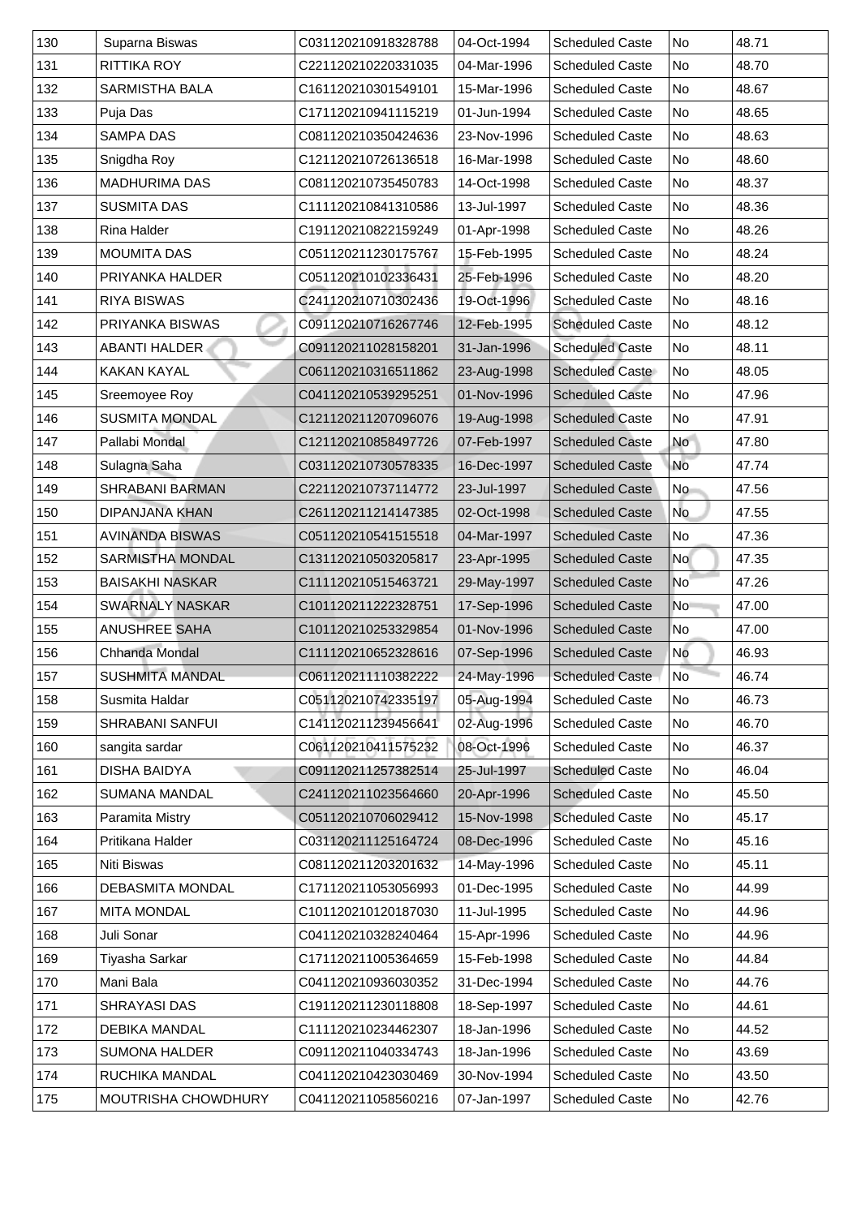| | | | | | | |
|---|---|---|---|---|---|---|
| 130 | Suparna Biswas | C031120210918328788 | 04-Oct-1994 | Scheduled Caste | No | 48.71 |
| 131 | RITTIKA ROY | C221120210220331035 | 04-Mar-1996 | Scheduled Caste | No | 48.70 |
| 132 | SARMISTHA BALA | C161120210301549101 | 15-Mar-1996 | Scheduled Caste | No | 48.67 |
| 133 | Puja Das | C171120210941115219 | 01-Jun-1994 | Scheduled Caste | No | 48.65 |
| 134 | SAMPA DAS | C081120210350424636 | 23-Nov-1996 | Scheduled Caste | No | 48.63 |
| 135 | Snigdha Roy | C121120210726136518 | 16-Mar-1998 | Scheduled Caste | No | 48.60 |
| 136 | MADHURIMA DAS | C081120210735450783 | 14-Oct-1998 | Scheduled Caste | No | 48.37 |
| 137 | SUSMITA DAS | C111120210841310586 | 13-Jul-1997 | Scheduled Caste | No | 48.36 |
| 138 | Rina Halder | C191120210822159249 | 01-Apr-1998 | Scheduled Caste | No | 48.26 |
| 139 | MOUMITA DAS | C051120211230175767 | 15-Feb-1995 | Scheduled Caste | No | 48.24 |
| 140 | PRIYANKA HALDER | C051120210102336431 | 25-Feb-1996 | Scheduled Caste | No | 48.20 |
| 141 | RIYA BISWAS | C241120210710302436 | 19-Oct-1996 | Scheduled Caste | No | 48.16 |
| 142 | PRIYANKA BISWAS | C091120210716267746 | 12-Feb-1995 | Scheduled Caste | No | 48.12 |
| 143 | ABANTI HALDER | C091120211028158201 | 31-Jan-1996 | Scheduled Caste | No | 48.11 |
| 144 | KAKAN KAYAL | C061120210316511862 | 23-Aug-1998 | Scheduled Caste | No | 48.05 |
| 145 | Sreemoyee Roy | C041120210539295251 | 01-Nov-1996 | Scheduled Caste | No | 47.96 |
| 146 | SUSMITA MONDAL | C121120211207096076 | 19-Aug-1998 | Scheduled Caste | No | 47.91 |
| 147 | Pallabi Mondal | C121120210858497726 | 07-Feb-1997 | Scheduled Caste | No | 47.80 |
| 148 | Sulagna Saha | C031120210730578335 | 16-Dec-1997 | Scheduled Caste | No | 47.74 |
| 149 | SHRABANI BARMAN | C221120210737114772 | 23-Jul-1997 | Scheduled Caste | No | 47.56 |
| 150 | DIPANJANA KHAN | C261120211214147385 | 02-Oct-1998 | Scheduled Caste | No | 47.55 |
| 151 | AVINANDA BISWAS | C051120210541515518 | 04-Mar-1997 | Scheduled Caste | No | 47.36 |
| 152 | SARMISTHA MONDAL | C131120210503205817 | 23-Apr-1995 | Scheduled Caste | No | 47.35 |
| 153 | BAISAKHI NASKAR | C111120210515463721 | 29-May-1997 | Scheduled Caste | No | 47.26 |
| 154 | SWARNALY NASKAR | C101120211222328751 | 17-Sep-1996 | Scheduled Caste | No | 47.00 |
| 155 | ANUSHREE SAHA | C101120210253329854 | 01-Nov-1996 | Scheduled Caste | No | 47.00 |
| 156 | Chhanda Mondal | C111120210652328616 | 07-Sep-1996 | Scheduled Caste | No | 46.93 |
| 157 | SUSHMITA MANDAL | C061120211110382222 | 24-May-1996 | Scheduled Caste | No | 46.74 |
| 158 | Susmita Haldar | C051120210742335197 | 05-Aug-1994 | Scheduled Caste | No | 46.73 |
| 159 | SHRABANI SANFUI | C141120211239456641 | 02-Aug-1996 | Scheduled Caste | No | 46.70 |
| 160 | sangita sardar | C061120210411575232 | 08-Oct-1996 | Scheduled Caste | No | 46.37 |
| 161 | DISHA BAIDYA | C091120211257382514 | 25-Jul-1997 | Scheduled Caste | No | 46.04 |
| 162 | SUMANA MANDAL | C241120211023564660 | 20-Apr-1996 | Scheduled Caste | No | 45.50 |
| 163 | Paramita Mistry | C051120210706029412 | 15-Nov-1998 | Scheduled Caste | No | 45.17 |
| 164 | Pritikana Halder | C031120211125164724 | 08-Dec-1996 | Scheduled Caste | No | 45.16 |
| 165 | Niti Biswas | C081120211203201632 | 14-May-1996 | Scheduled Caste | No | 45.11 |
| 166 | DEBASMITA MONDAL | C171120211053056993 | 01-Dec-1995 | Scheduled Caste | No | 44.99 |
| 167 | MITA MONDAL | C101120210120187030 | 11-Jul-1995 | Scheduled Caste | No | 44.96 |
| 168 | Juli Sonar | C041120210328240464 | 15-Apr-1996 | Scheduled Caste | No | 44.96 |
| 169 | Tiyasha Sarkar | C171120211005364659 | 15-Feb-1998 | Scheduled Caste | No | 44.84 |
| 170 | Mani Bala | C041120210936030352 | 31-Dec-1994 | Scheduled Caste | No | 44.76 |
| 171 | SHRAYASI DAS | C191120211230118808 | 18-Sep-1997 | Scheduled Caste | No | 44.61 |
| 172 | DEBIKA MANDAL | C111120210234462307 | 18-Jan-1996 | Scheduled Caste | No | 44.52 |
| 173 | SUMONA HALDER | C091120211040334743 | 18-Jan-1996 | Scheduled Caste | No | 43.69 |
| 174 | RUCHIKA MANDAL | C041120210423030469 | 30-Nov-1994 | Scheduled Caste | No | 43.50 |
| 175 | MOUTRISHA CHOWDHURY | C041120211058560216 | 07-Jan-1997 | Scheduled Caste | No | 42.76 |